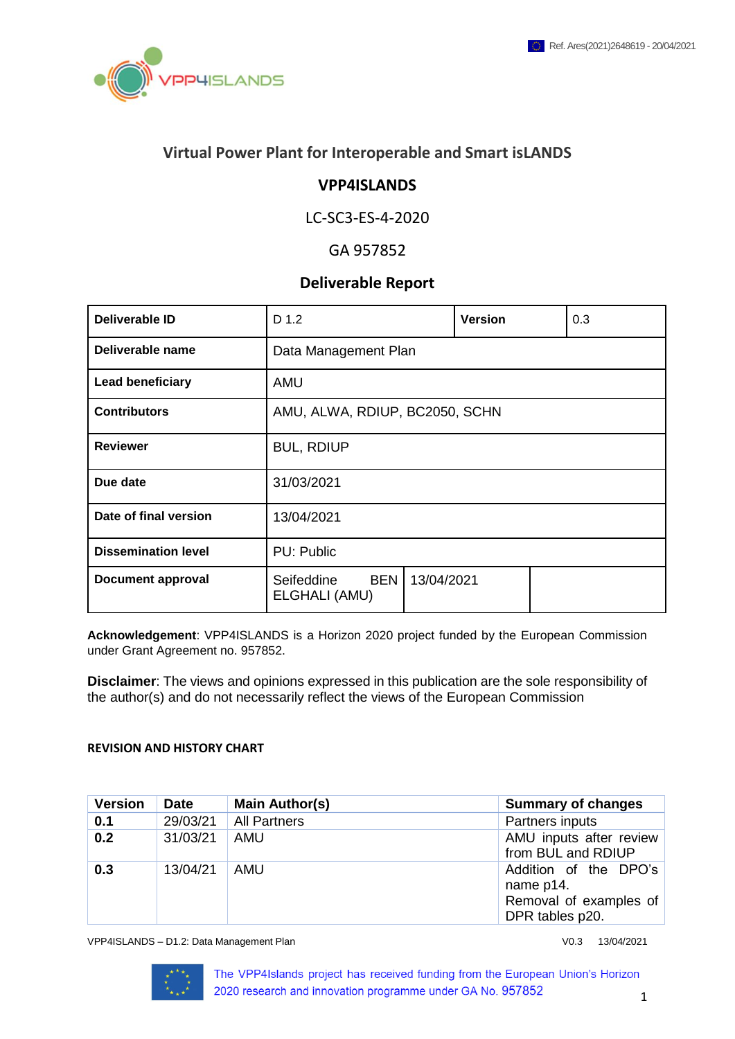Ref. Ares(2021)2648619 - 20/04/2021

# Virtual Power Plant for Interoperable and Smart isLANDS

## VPP4ISLANDS

LC-SC3-ES-4-2020

GA 957852

## Deliverable Report

| **Deliverable ID** | D 1.2 | **Version** | 0.3 |
|---|---|---|---|
| **Deliverable name** | Data Management Plan | | |
| **Lead beneficiary** | AMU | | |
| **Contributors** | AMU, ALWA, RDIUP, BC2050, SCHN | | |
| **Reviewer** | BUL, RDIUP | | |
| **Due date** | 31/03/2021 | | |
| **Date of final version** | 13/04/2021 | | |
| **Dissemination level** | PU: Public | | |
| **Document approval** | Seifeddine BEN ELGHALI (AMU) | 13/04/2021 | |

**Acknowledgement**: VPP4ISLANDS is a Horizon 2020 project funded by the European Commission under Grant Agreement no. 957852.

**Disclaimer**: The views and opinions expressed in this publication are the sole responsibility of the author(s) and do not necessarily reflect the views of the European Commission

### REVISION AND HISTORY CHART

| Version | Date | Main Author(s) | Summary of changes |
|---|---|---|---|
| **0.1** | 29/03/21 | All Partners | Partners inputs |
| **0.2** | 31/03/21 | AMU | AMU inputs after review from BUL and RDIUP |
| **0.3** | 13/04/21 | AMU | Addition of the DPO's name p14. Removal of examples of DPR tables p20. |

The VPP4Islands project has received funding from the European Union's Horizon 2020 research and innovation programme under GA No. 957852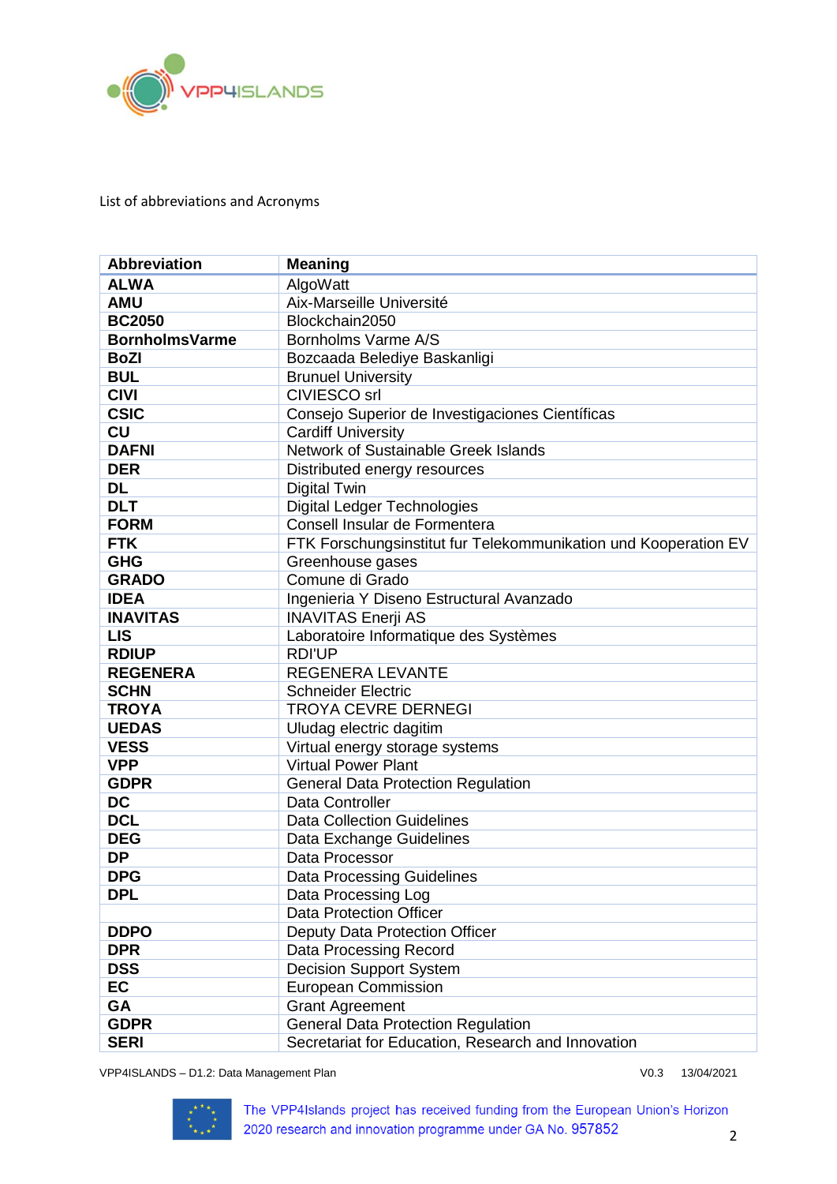List of abbreviations and Acronyms

| Abbreviation | Meaning |
| --- | --- |
| **ALWA** | AlgoWatt |
| **AMU** | Aix-Marseille Université |
| **BC2050** | Blockchain2050 |
| **BornholmsVarme** | Bornholms Varme A/S |
| **BoZI** | Bozcaada Belediye Baskanligi |
| **BUL** | Brunuel University |
| **CIVI** | CIVIESCO srl |
| **CSIC** | Consejo Superior de Investigaciones Científicas |
| **CU** | Cardiff University |
| **DAFNI** | Network of Sustainable Greek Islands |
| **DER** | Distributed energy resources |
| **DL** | Digital Twin |
| **DLT** | Digital Ledger Technologies |
| **FORM** | Consell Insular de Formentera |
| **FTK** | FTK Forschungsinstitut fur Telekommunikation und Kooperation EV |
| **GHG** | Greenhouse gases |
| **GRADO** | Comune di Grado |
| **IDEA** | Ingenieria Y Diseno Estructural Avanzado |
| **INAVITAS** | INAVITAS Enerji AS |
| **LIS** | Laboratoire Informatique des Systèmes |
| **RDIUP** | RDI'UP |
| **REGENERA** | REGENERA LEVANTE |
| **SCHN** | Schneider Electric |
| **TROYA** | TROYA CEVRE DERNEGI |
| **UEDAS** | Uludag electric dagitim |
| **VESS** | Virtual energy storage systems |
| **VPP** | Virtual Power Plant |
| **GDPR** | General Data Protection Regulation |
| **DC** | Data Controller |
| **DCL** | Data Collection Guidelines |
| **DEG** | Data Exchange Guidelines |
| **DP** | Data Processor |
| **DPG** | Data Processing Guidelines |
| **DPL** | Data Processing Log |
| | Data Protection Officer |
| **DDPO** | Deputy Data Protection Officer |
| **DPR** | Data Processing Record |
| **DSS** | Decision Support System |
| **EC** | European Commission |
| **GA** | Grant Agreement |
| **GDPR** | General Data Protection Regulation |
| **SERI** | Secretariat for Education, Research and Innovation |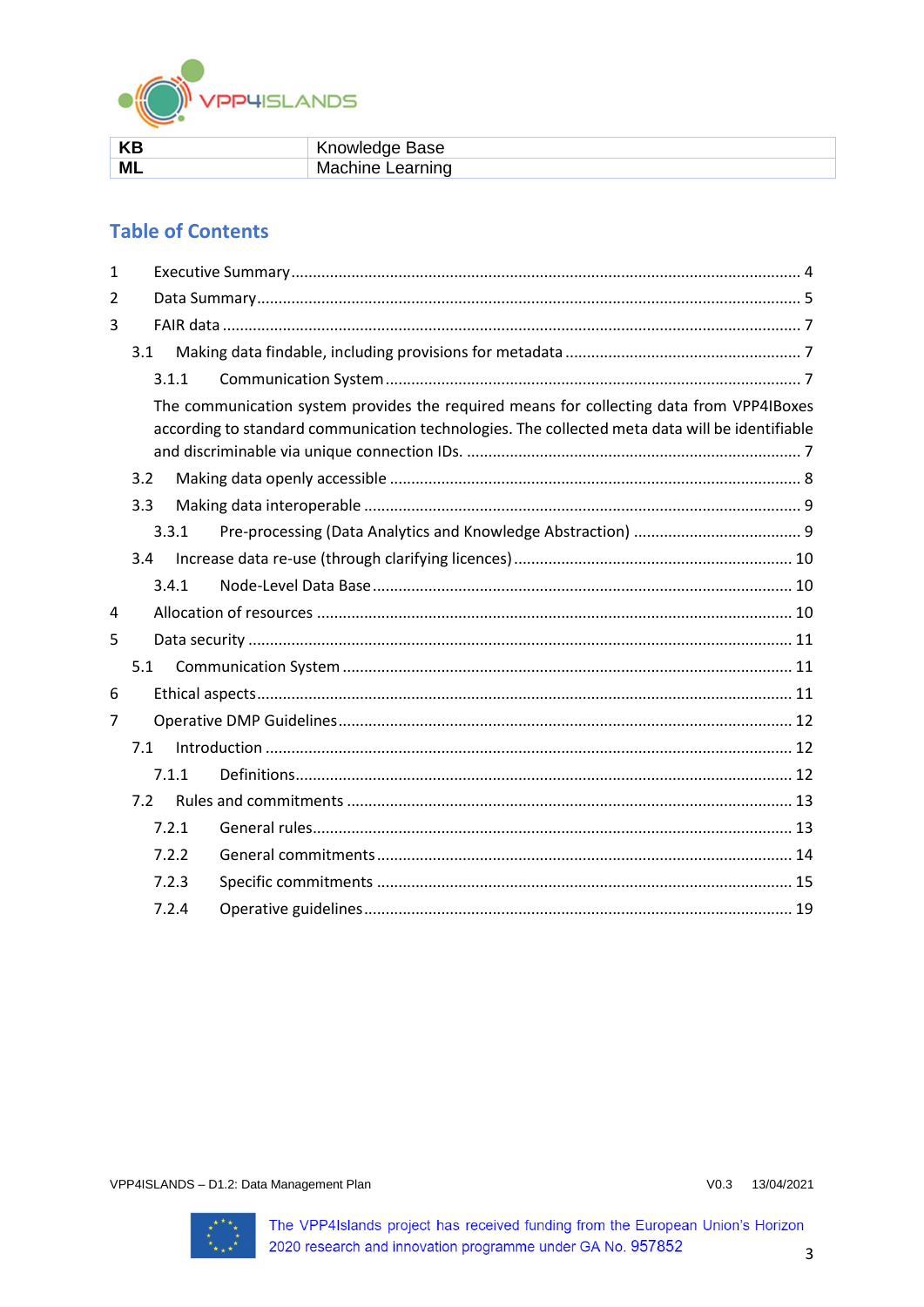| KB | Knowledge Base |
| --- | --- |
| ML | Machine Learning |

## Table of Contents

1 Executive Summary ........ 4

2 Data Summary ........ 5

3 FAIR data ........ 7

3.1 Making data findable, including provisions for metadata ........ 7

3.1.1 Communication System ........ 7

The communication system provides the required means for collecting data from VPP4IBoxes according to standard communication technologies. The collected meta data will be identifiable and discriminable via unique connection IDs. ........ 7

3.2 Making data openly accessible ........ 8

3.3 Making data interoperable ........ 9

3.3.1 Pre-processing (Data Analytics and Knowledge Abstraction) ........ 9

3.4 Increase data re-use (through clarifying licences) ........ 10

3.4.1 Node-Level Data Base ........ 10

4 Allocation of resources ........ 10

5 Data security ........ 11

5.1 Communication System ........ 11

6 Ethical aspects ........ 11

7 Operative DMP Guidelines ........ 12

7.1 Introduction ........ 12

7.1.1 Definitions ........ 12

7.2 Rules and commitments ........ 13

7.2.1 General rules ........ 13

7.2.2 General commitments ........ 14

7.2.3 Specific commitments ........ 15

7.2.4 Operative guidelines ........ 19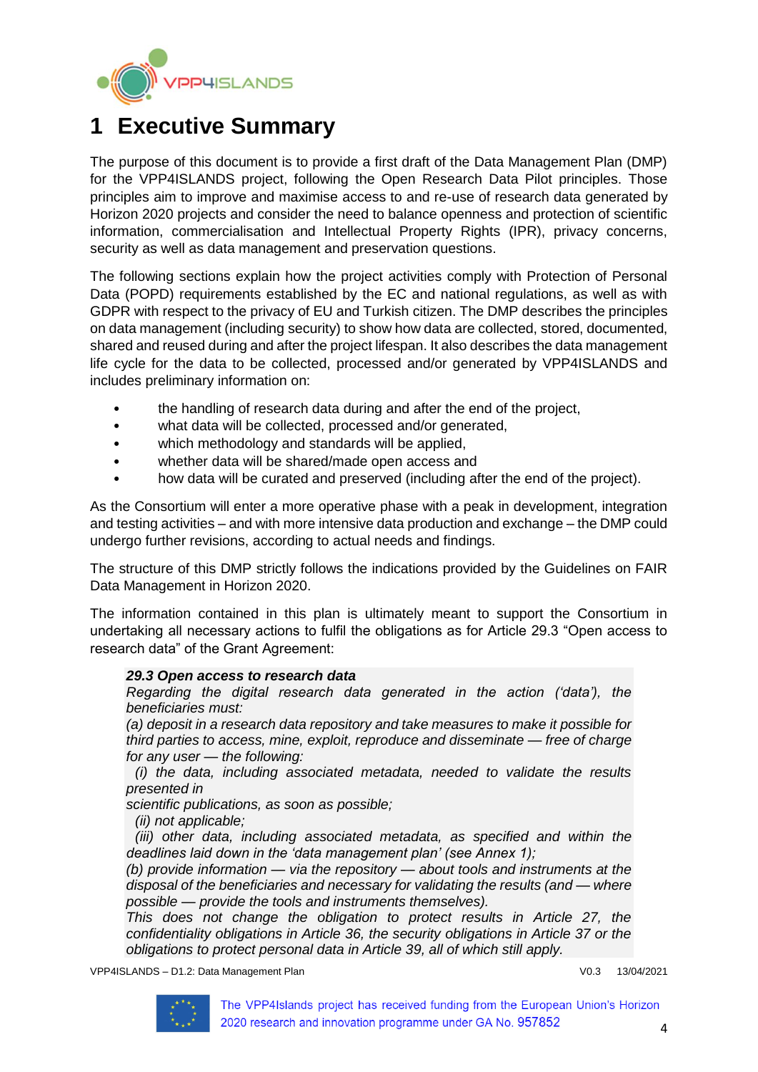# 1 Executive Summary

The purpose of this document is to provide a first draft of the Data Management Plan (DMP) for the VPP4ISLANDS project, following the Open Research Data Pilot principles. Those principles aim to improve and maximise access to and re-use of research data generated by Horizon 2020 projects and consider the need to balance openness and protection of scientific information, commercialisation and Intellectual Property Rights (IPR), privacy concerns, security as well as data management and preservation questions.

The following sections explain how the project activities comply with Protection of Personal Data (POPD) requirements established by the EC and national regulations, as well as with GDPR with respect to the privacy of EU and Turkish citizen. The DMP describes the principles on data management (including security) to show how data are collected, stored, documented, shared and reused during and after the project lifespan. It also describes the data management life cycle for the data to be collected, processed and/or generated by VPP4ISLANDS and includes preliminary information on:

- the handling of research data during and after the end of the project,
- what data will be collected, processed and/or generated,
- which methodology and standards will be applied,
- whether data will be shared/made open access and
- how data will be curated and preserved (including after the end of the project).

As the Consortium will enter a more operative phase with a peak in development, integration and testing activities – and with more intensive data production and exchange – the DMP could undergo further revisions, according to actual needs and findings.

The structure of this DMP strictly follows the indications provided by the Guidelines on FAIR Data Management in Horizon 2020.

The information contained in this plan is ultimately meant to support the Consortium in undertaking all necessary actions to fulfil the obligations as for Article 29.3 "Open access to research data" of the Grant Agreement:

> ***29.3 Open access to research data***
> *Regarding the digital research data generated in the action ('data'), the beneficiaries must:*
> *(a) deposit in a research data repository and take measures to make it possible for third parties to access, mine, exploit, reproduce and disseminate — free of charge for any user — the following:*
> *(i) the data, including associated metadata, needed to validate the results presented in*
> *scientific publications, as soon as possible;*
> *(ii) not applicable;*
> *(iii) other data, including associated metadata, as specified and within the deadlines laid down in the 'data management plan' (see Annex 1);*
> *(b) provide information — via the repository — about tools and instruments at the disposal of the beneficiaries and necessary for validating the results (and — where possible — provide the tools and instruments themselves).*
> *This does not change the obligation to protect results in Article 27, the confidentiality obligations in Article 36, the security obligations in Article 37 or the obligations to protect personal data in Article 39, all of which still apply.*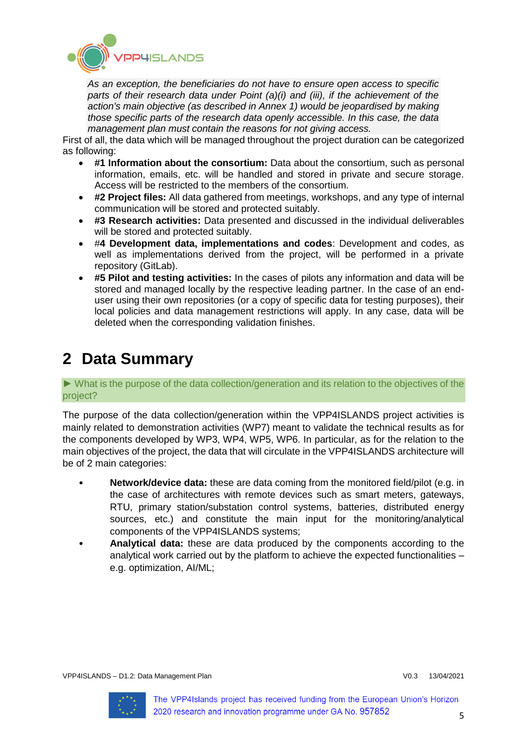*As an exception, the beneficiaries do not have to ensure open access to specific parts of their research data under Point (a)(i) and (iii), if the achievement of the action's main objective (as described in Annex 1) would be jeopardised by making those specific parts of the research data openly accessible. In this case, the data management plan must contain the reasons for not giving access.*

First of all, the data which will be managed throughout the project duration can be categorized as following:

- **#1 Information about the consortium:** Data about the consortium, such as personal information, emails, etc. will be handled and stored in private and secure storage. Access will be restricted to the members of the consortium.
- **#2 Project files:** All data gathered from meetings, workshops, and any type of internal communication will be stored and protected suitably.
- **#3 Research activities:** Data presented and discussed in the individual deliverables will be stored and protected suitably.
- #**4 Development data, implementations and codes**: Development and codes, as well as implementations derived from the project, will be performed in a private repository (GitLab).
- **#5 Pilot and testing activities:** In the cases of pilots any information and data will be stored and managed locally by the respective leading partner. In the case of an end-user using their own repositories (or a copy of specific data for testing purposes), their local policies and data management restrictions will apply. In any case, data will be deleted when the corresponding validation finishes.

# 2 Data Summary

► What is the purpose of the data collection/generation and its relation to the objectives of the project?

The purpose of the data collection/generation within the VPP4ISLANDS project activities is mainly related to demonstration activities (WP7) meant to validate the technical results as for the components developed by WP3, WP4, WP5, WP6. In particular, as for the relation to the main objectives of the project, the data that will circulate in the VPP4ISLANDS architecture will be of 2 main categories:

- **Network/device data:** these are data coming from the monitored field/pilot (e.g. in the case of architectures with remote devices such as smart meters, gateways, RTU, primary station/substation control systems, batteries, distributed energy sources, etc.) and constitute the main input for the monitoring/analytical components of the VPP4ISLANDS systems;
- **Analytical data:** these are data produced by the components according to the analytical work carried out by the platform to achieve the expected functionalities – e.g. optimization, AI/ML;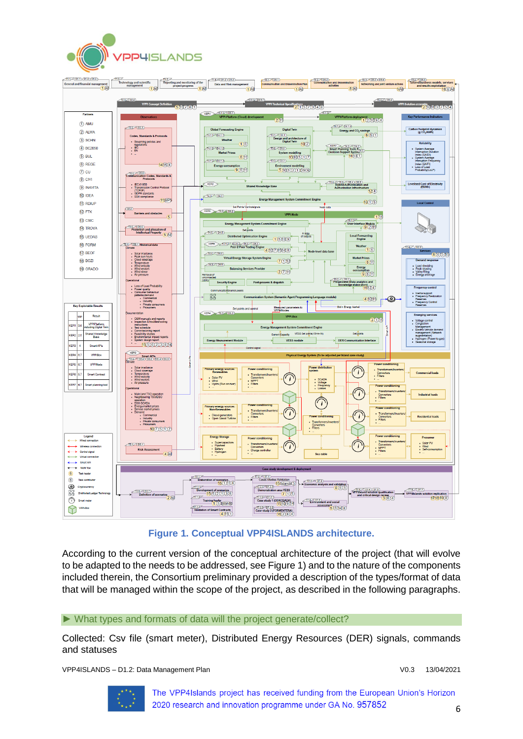**Figure 1. Conceptual VPP4ISLANDS architecture.**

According to the current version of the conceptual architecture of the project (that will evolve to be adapted to the needs to be addressed, see Figure 1) and to the nature of the components included therein, the Consortium preliminary provided a description of the types/format of data that will be managed within the scope of the project, as described in the following paragraphs.

## ► What types and formats of data will the project generate/collect?

Collected: Csv file (smart meter), Distributed Energy Resources (DER) signals, commands and statuses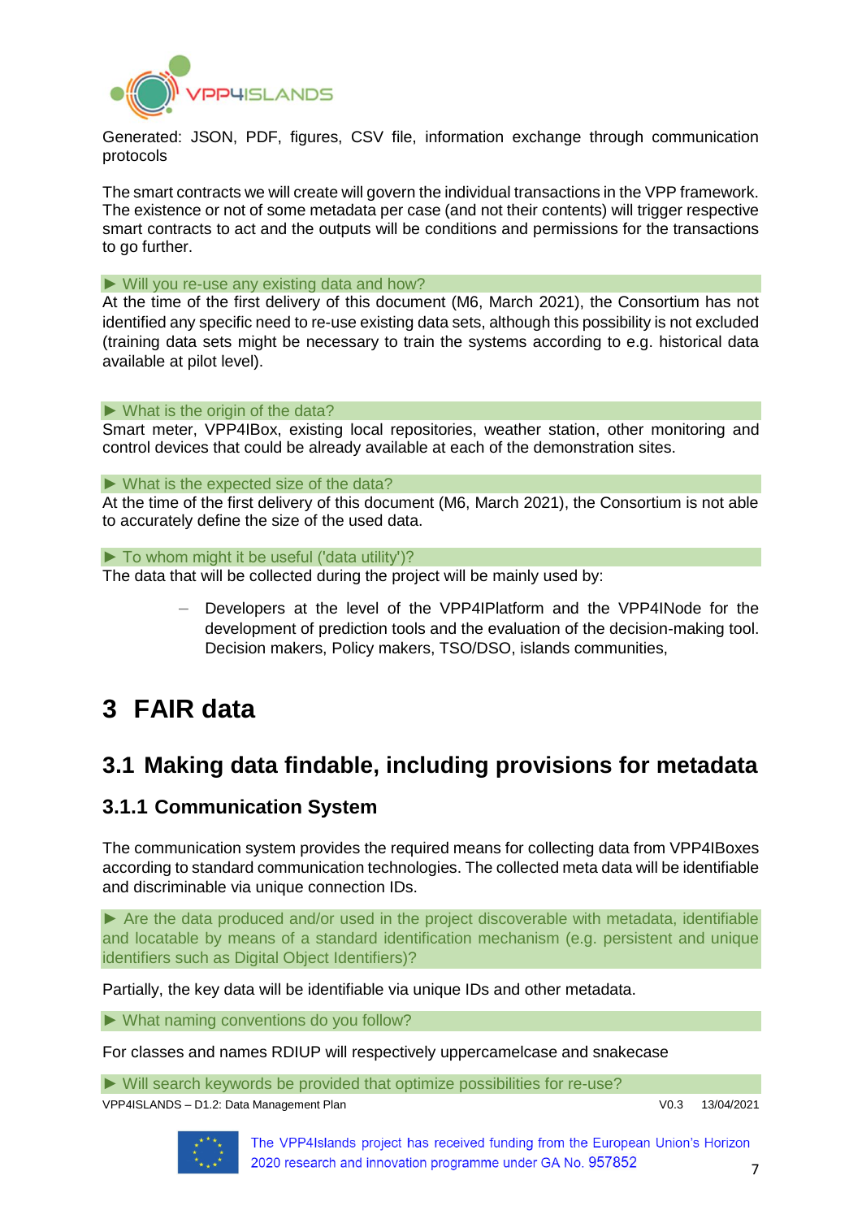Generated: JSON, PDF, figures, CSV file, information exchange through communication protocols

The smart contracts we will create will govern the individual transactions in the VPP framework. The existence or not of some metadata per case (and not their contents) will trigger respective smart contracts to act and the outputs will be conditions and permissions for the transactions to go further.

► Will you re-use any existing data and how?

At the time of the first delivery of this document (M6, March 2021), the Consortium has not identified any specific need to re-use existing data sets, although this possibility is not excluded (training data sets might be necessary to train the systems according to e.g. historical data available at pilot level).

► What is the origin of the data?

Smart meter, VPP4IBox, existing local repositories, weather station, other monitoring and control devices that could be already available at each of the demonstration sites.

► What is the expected size of the data?

At the time of the first delivery of this document (M6, March 2021), the Consortium is not able to accurately define the size of the used data.

► To whom might it be useful ('data utility')?

The data that will be collected during the project will be mainly used by:

- Developers at the level of the VPP4IPlatform and the VPP4INode for the development of prediction tools and the evaluation of the decision-making tool. Decision makers, Policy makers, TSO/DSO, islands communities,

# 3 FAIR data

## 3.1 Making data findable, including provisions for metadata

### 3.1.1 Communication System

The communication system provides the required means for collecting data from VPP4IBoxes according to standard communication technologies. The collected meta data will be identifiable and discriminable via unique connection IDs.

► Are the data produced and/or used in the project discoverable with metadata, identifiable and locatable by means of a standard identification mechanism (e.g. persistent and unique identifiers such as Digital Object Identifiers)?

Partially, the key data will be identifiable via unique IDs and other metadata.

► What naming conventions do you follow?

For classes and names RDIUP will respectively uppercamelcase and snakecase

► Will search keywords be provided that optimize possibilities for re-use?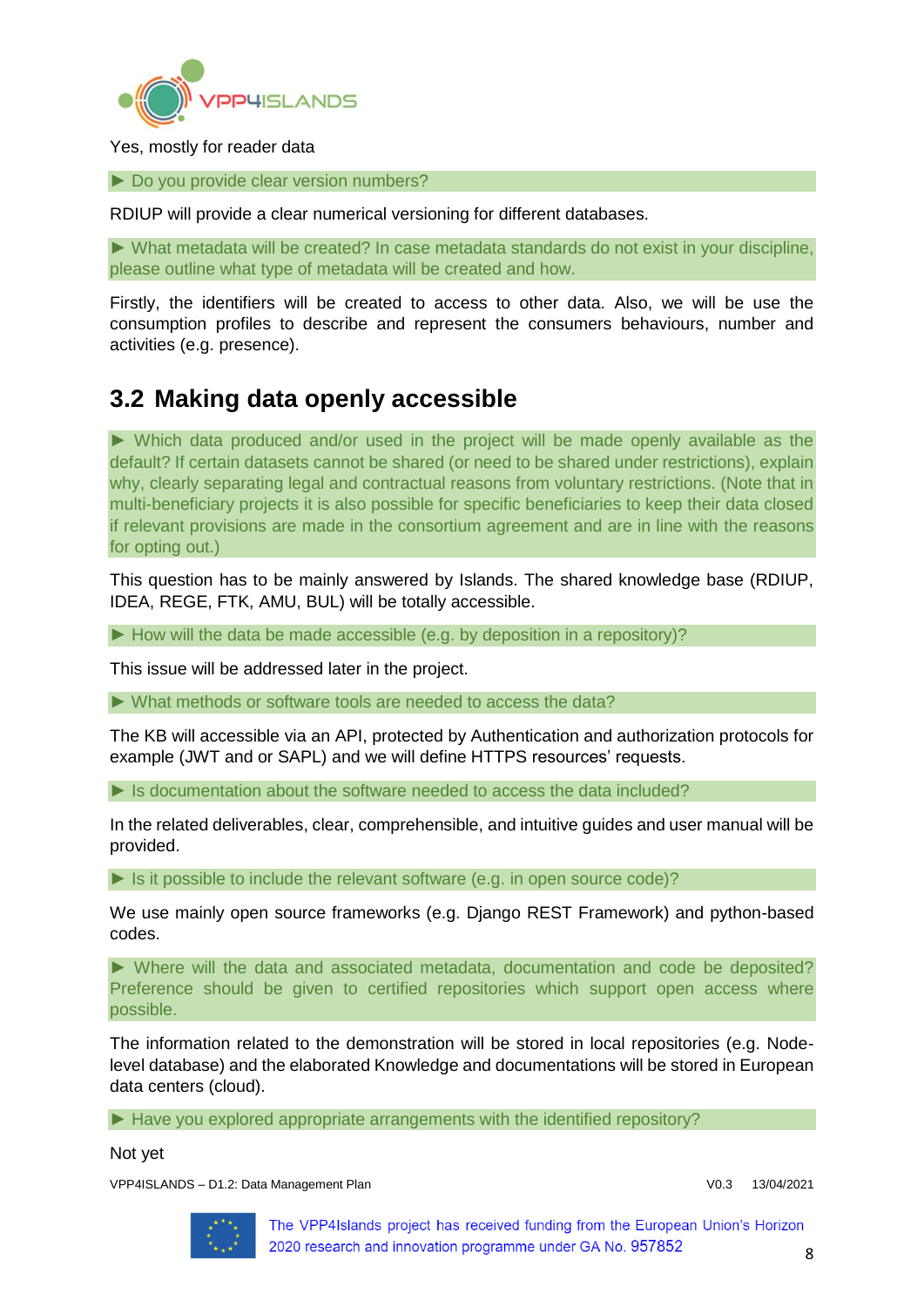Yes, mostly for reader data

► Do you provide clear version numbers?

RDIUP will provide a clear numerical versioning for different databases.

► What metadata will be created? In case metadata standards do not exist in your discipline, please outline what type of metadata will be created and how.

Firstly, the identifiers will be created to access to other data. Also, we will be use the consumption profiles to describe and represent the consumers behaviours, number and activities (e.g. presence).

## 3.2 Making data openly accessible

► Which data produced and/or used in the project will be made openly available as the default? If certain datasets cannot be shared (or need to be shared under restrictions), explain why, clearly separating legal and contractual reasons from voluntary restrictions. (Note that in multi-beneficiary projects it is also possible for specific beneficiaries to keep their data closed if relevant provisions are made in the consortium agreement and are in line with the reasons for opting out.)

This question has to be mainly answered by Islands. The shared knowledge base (RDIUP, IDEA, REGE, FTK, AMU, BUL) will be totally accessible.

► How will the data be made accessible (e.g. by deposition in a repository)?

This issue will be addressed later in the project.

► What methods or software tools are needed to access the data?

The KB will accessible via an API, protected by Authentication and authorization protocols for example (JWT and or SAPL) and we will define HTTPS resources' requests.

► Is documentation about the software needed to access the data included?

In the related deliverables, clear, comprehensible, and intuitive guides and user manual will be provided.

► Is it possible to include the relevant software (e.g. in open source code)?

We use mainly open source frameworks (e.g. Django REST Framework) and python-based codes.

► Where will the data and associated metadata, documentation and code be deposited? Preference should be given to certified repositories which support open access where possible.

The information related to the demonstration will be stored in local repositories (e.g. Node-level database) and the elaborated Knowledge and documentations will be stored in European data centers (cloud).

► Have you explored appropriate arrangements with the identified repository?

Not yet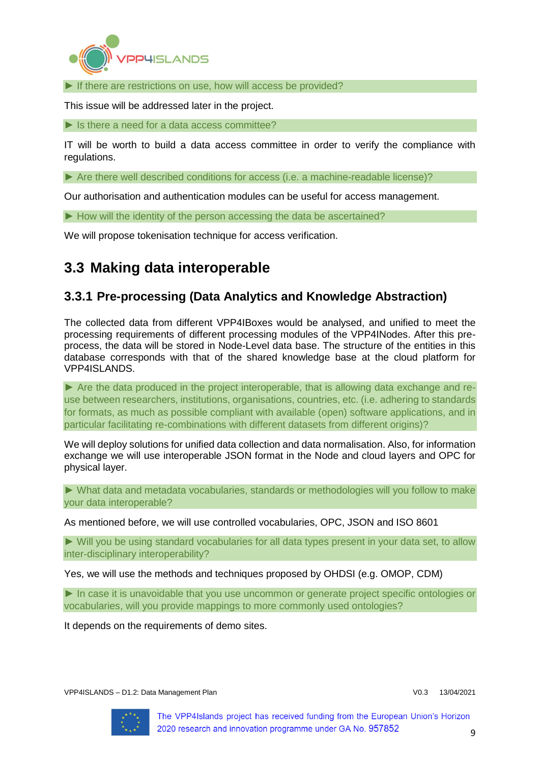► If there are restrictions on use, how will access be provided?

This issue will be addressed later in the project.

► Is there a need for a data access committee?

IT will be worth to build a data access committee in order to verify the compliance with regulations.

► Are there well described conditions for access (i.e. a machine-readable license)?

Our authorisation and authentication modules can be useful for access management.

► How will the identity of the person accessing the data be ascertained?

We will propose tokenisation technique for access verification.

## 3.3 Making data interoperable

### 3.3.1 Pre-processing (Data Analytics and Knowledge Abstraction)

The collected data from different VPP4IBoxes would be analysed, and unified to meet the processing requirements of different processing modules of the VPP4INodes. After this pre-process, the data will be stored in Node-Level data base. The structure of the entities in this database corresponds with that of the shared knowledge base at the cloud platform for VPP4ISLANDS.

► Are the data produced in the project interoperable, that is allowing data exchange and re-use between researchers, institutions, organisations, countries, etc. (i.e. adhering to standards for formats, as much as possible compliant with available (open) software applications, and in particular facilitating re-combinations with different datasets from different origins)?

We will deploy solutions for unified data collection and data normalisation. Also, for information exchange we will use interoperable JSON format in the Node and cloud layers and OPC for physical layer.

► What data and metadata vocabularies, standards or methodologies will you follow to make your data interoperable?

As mentioned before, we will use controlled vocabularies, OPC, JSON and ISO 8601

► Will you be using standard vocabularies for all data types present in your data set, to allow inter-disciplinary interoperability?

Yes, we will use the methods and techniques proposed by OHDSI (e.g. OMOP, CDM)

► In case it is unavoidable that you use uncommon or generate project specific ontologies or vocabularies, will you provide mappings to more commonly used ontologies?

It depends on the requirements of demo sites.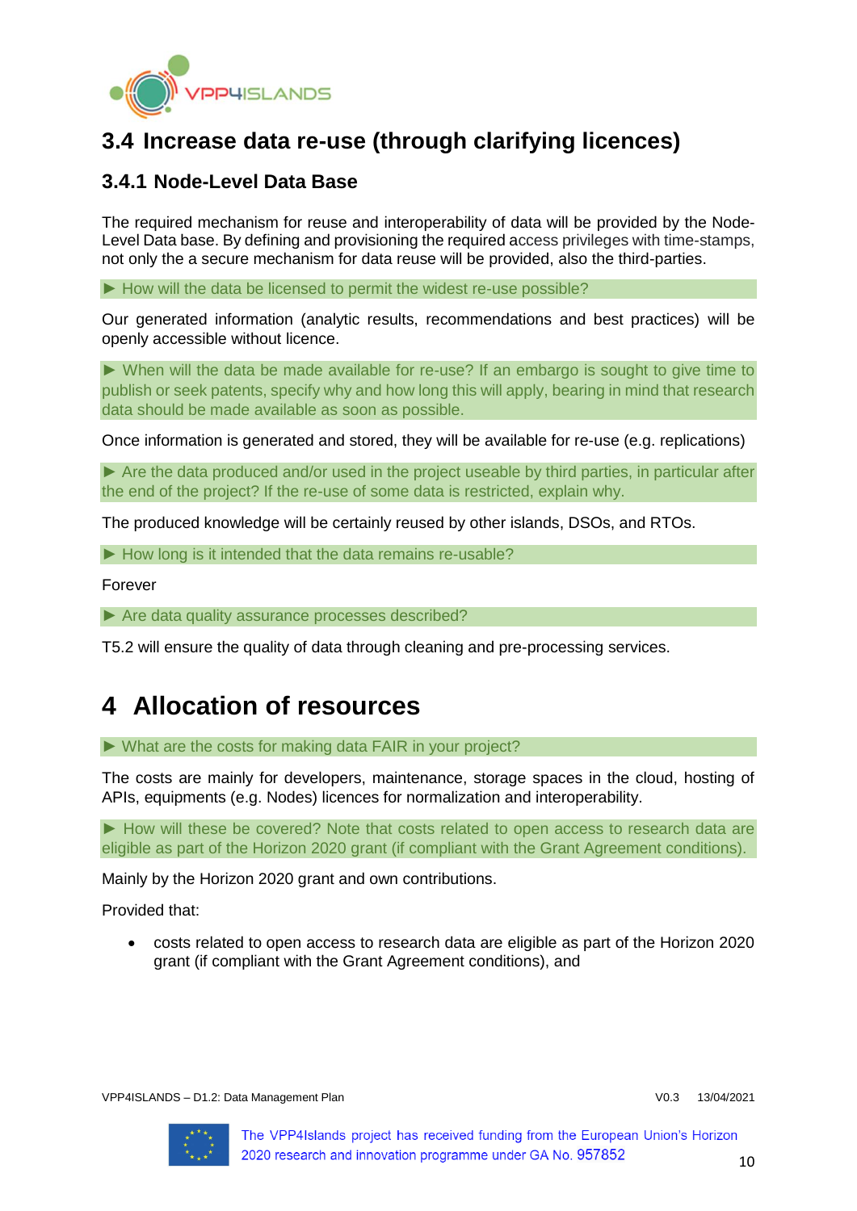## 3.4 Increase data re-use (through clarifying licences)

### 3.4.1 Node-Level Data Base

The required mechanism for reuse and interoperability of data will be provided by the Node-Level Data base. By defining and provisioning the required access privileges with time-stamps, not only the a secure mechanism for data reuse will be provided, also the third-parties.

► How will the data be licensed to permit the widest re-use possible?

Our generated information (analytic results, recommendations and best practices) will be openly accessible without licence.

► When will the data be made available for re-use? If an embargo is sought to give time to publish or seek patents, specify why and how long this will apply, bearing in mind that research data should be made available as soon as possible.

Once information is generated and stored, they will be available for re-use (e.g. replications)

► Are the data produced and/or used in the project useable by third parties, in particular after the end of the project? If the re-use of some data is restricted, explain why.

The produced knowledge will be certainly reused by other islands, DSOs, and RTOs.

► How long is it intended that the data remains re-usable?

Forever

► Are data quality assurance processes described?

T5.2 will ensure the quality of data through cleaning and pre-processing services.

# 4 Allocation of resources

► What are the costs for making data FAIR in your project?

The costs are mainly for developers, maintenance, storage spaces in the cloud, hosting of APIs, equipments (e.g. Nodes) licences for normalization and interoperability.

► How will these be covered? Note that costs related to open access to research data are eligible as part of the Horizon 2020 grant (if compliant with the Grant Agreement conditions).

Mainly by the Horizon 2020 grant and own contributions.

Provided that:

- costs related to open access to research data are eligible as part of the Horizon 2020 grant (if compliant with the Grant Agreement conditions), and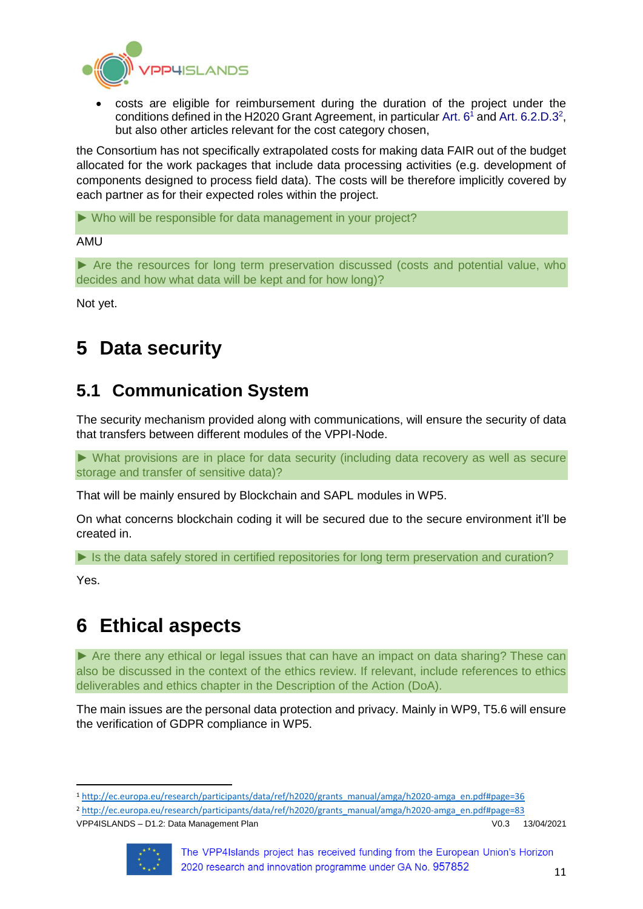- costs are eligible for reimbursement during the duration of the project under the conditions defined in the H2020 Grant Agreement, in particular Art. 6[1] and Art. 6.2.D.3[2], but also other articles relevant for the cost category chosen,

the Consortium has not specifically extrapolated costs for making data FAIR out of the budget allocated for the work packages that include data processing activities (e.g. development of components designed to process field data). The costs will be therefore implicitly covered by each partner as for their expected roles within the project.

► Who will be responsible for data management in your project?

AMU

► Are the resources for long term preservation discussed (costs and potential value, who decides and how what data will be kept and for how long)?

Not yet.

# 5 Data security

## 5.1 Communication System

The security mechanism provided along with communications, will ensure the security of data that transfers between different modules of the VPPI-Node.

► What provisions are in place for data security (including data recovery as well as secure storage and transfer of sensitive data)?

That will be mainly ensured by Blockchain and SAPL modules in WP5.

On what concerns blockchain coding it will be secured due to the secure environment it'll be created in.

► Is the data safely stored in certified repositories for long term preservation and curation?

Yes.

# 6 Ethical aspects

► Are there any ethical or legal issues that can have an impact on data sharing? These can also be discussed in the context of the ethics review. If relevant, include references to ethics deliverables and ethics chapter in the Description of the Action (DoA).

The main issues are the personal data protection and privacy. Mainly in WP9, T5.6 will ensure the verification of GDPR compliance in WP5.

---

[1] http://ec.europa.eu/research/participants/data/ref/h2020/grants_manual/amga/h2020-amga_en.pdf#page=36

[2] http://ec.europa.eu/research/participants/data/ref/h2020/grants_manual/amga/h2020-amga_en.pdf#page=83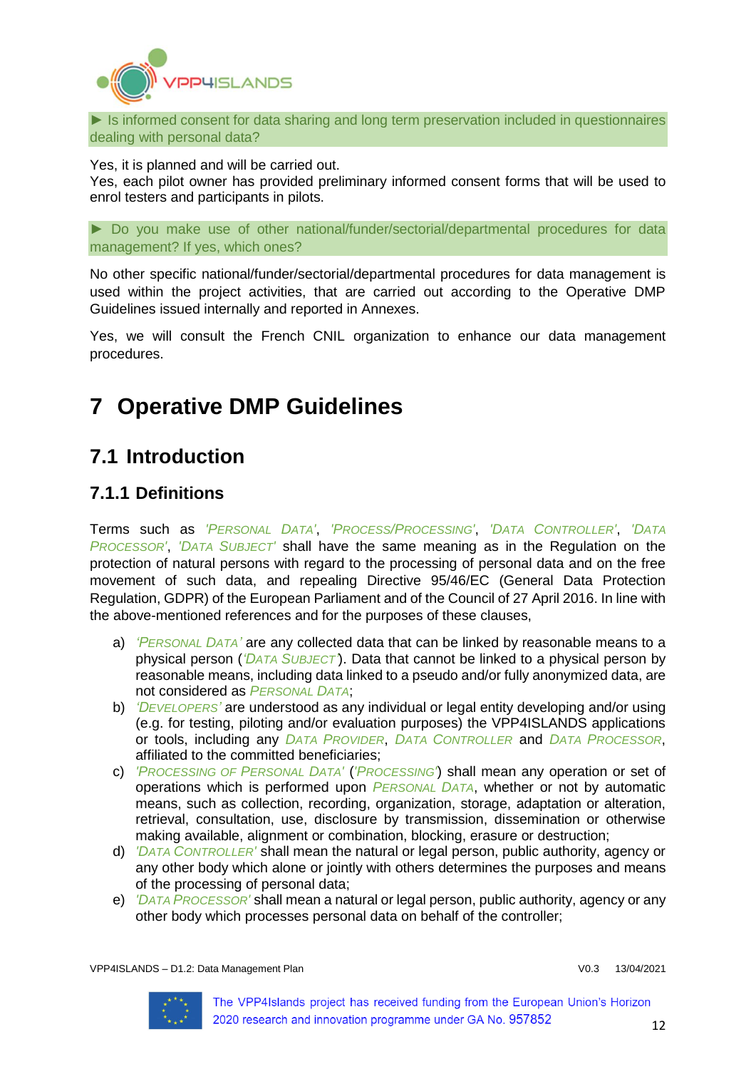► Is informed consent for data sharing and long term preservation included in questionnaires dealing with personal data?

Yes, it is planned and will be carried out.
Yes, each pilot owner has provided preliminary informed consent forms that will be used to enrol testers and participants in pilots.

► Do you make use of other national/funder/sectorial/departmental procedures for data management? If yes, which ones?

No other specific national/funder/sectorial/departmental procedures for data management is used within the project activities, that are carried out according to the Operative DMP Guidelines issued internally and reported in Annexes.

Yes, we will consult the French CNIL organization to enhance our data management procedures.

# 7 Operative DMP Guidelines

## 7.1 Introduction

### 7.1.1 Definitions

Terms such as *'Personal Data'*, *'Process/Processing'*, *'Data Controller'*, *'Data Processor'*, *'Data Subject'* shall have the same meaning as in the Regulation on the protection of natural persons with regard to the processing of personal data and on the free movement of such data, and repealing Directive 95/46/EC (General Data Protection Regulation, GDPR) of the European Parliament and of the Council of 27 April 2016. In line with the above-mentioned references and for the purposes of these clauses,

a) *'Personal Data'* are any collected data that can be linked by reasonable means to a physical person (*'Data Subject'*). Data that cannot be linked to a physical person by reasonable means, including data linked to a pseudo and/or fully anonymized data, are not considered as *Personal Data*;
b) *'Developers'* are understood as any individual or legal entity developing and/or using (e.g. for testing, piloting and/or evaluation purposes) the VPP4ISLANDS applications or tools, including any *Data Provider*, *Data Controller* and *Data Processor*, affiliated to the committed beneficiaries;
c) *'Processing of Personal Data'* (*'Processing'*) shall mean any operation or set of operations which is performed upon *Personal Data*, whether or not by automatic means, such as collection, recording, organization, storage, adaptation or alteration, retrieval, consultation, use, disclosure by transmission, dissemination or otherwise making available, alignment or combination, blocking, erasure or destruction;
d) *'Data Controller'* shall mean the natural or legal person, public authority, agency or any other body which alone or jointly with others determines the purposes and means of the processing of personal data;
e) *'Data Processor'* shall mean a natural or legal person, public authority, agency or any other body which processes personal data on behalf of the controller;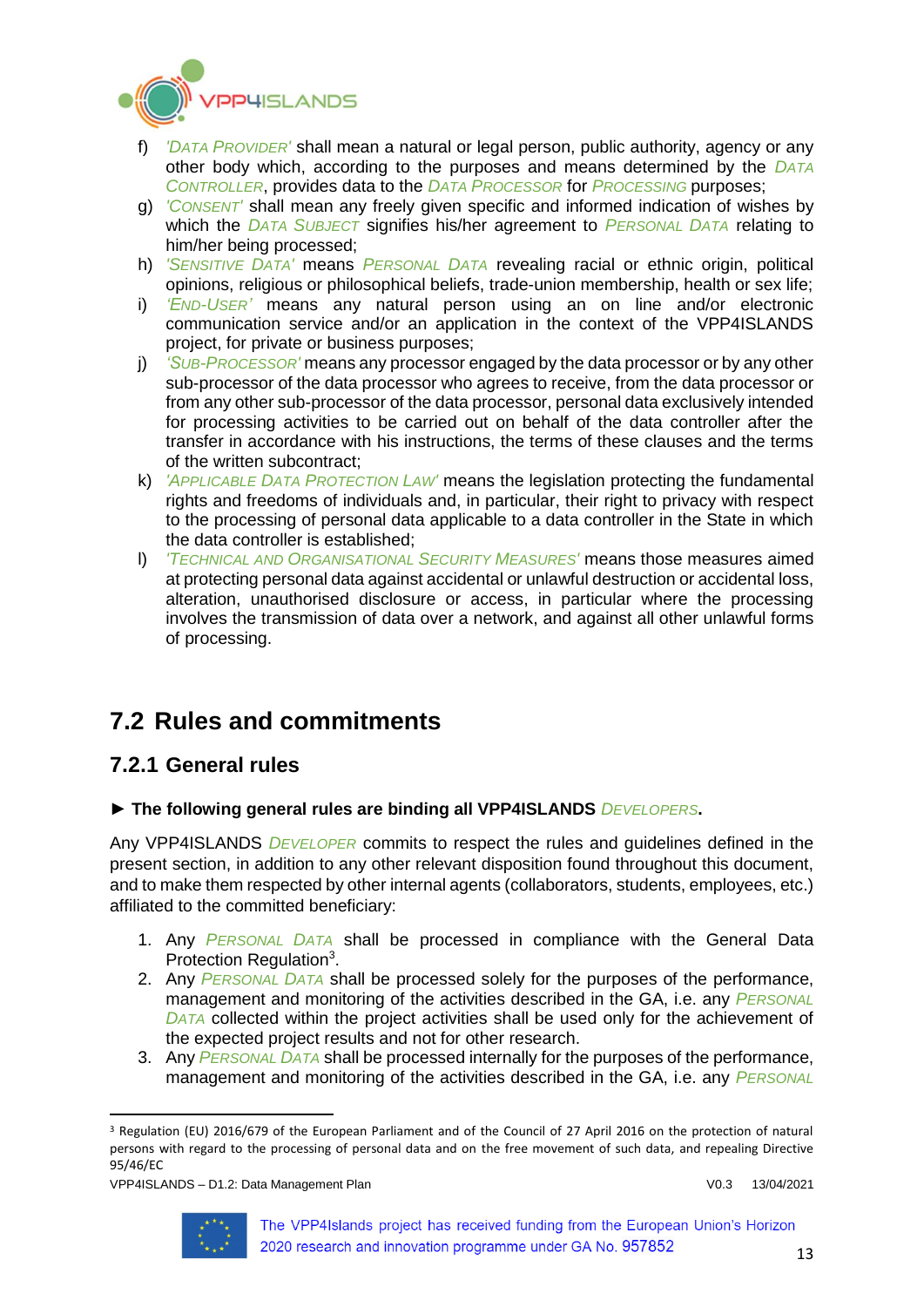f) *'DATA PROVIDER'* shall mean a natural or legal person, public authority, agency or any other body which, according to the purposes and means determined by the *DATA CONTROLLER*, provides data to the *DATA PROCESSOR* for *PROCESSING* purposes;

g) *'CONSENT'* shall mean any freely given specific and informed indication of wishes by which the *DATA SUBJECT* signifies his/her agreement to *PERSONAL DATA* relating to him/her being processed;

h) *'SENSITIVE DATA'* means *PERSONAL DATA* revealing racial or ethnic origin, political opinions, religious or philosophical beliefs, trade-union membership, health or sex life;

i) *'END-USER'* means any natural person using an on line and/or electronic communication service and/or an application in the context of the VPP4ISLANDS project, for private or business purposes;

j) *'SUB-PROCESSOR'* means any processor engaged by the data processor or by any other sub-processor of the data processor who agrees to receive, from the data processor or from any other sub-processor of the data processor, personal data exclusively intended for processing activities to be carried out on behalf of the data controller after the transfer in accordance with his instructions, the terms of these clauses and the terms of the written subcontract;

k) *'APPLICABLE DATA PROTECTION LAW'* means the legislation protecting the fundamental rights and freedoms of individuals and, in particular, their right to privacy with respect to the processing of personal data applicable to a data controller in the State in which the data controller is established;

l) *'TECHNICAL AND ORGANISATIONAL SECURITY MEASURES'* means those measures aimed at protecting personal data against accidental or unlawful destruction or accidental loss, alteration, unauthorised disclosure or access, in particular where the processing involves the transmission of data over a network, and against all other unlawful forms of processing.

## 7.2 Rules and commitments

### 7.2.1 General rules

► **The following general rules are binding all VPP4ISLANDS** ***DEVELOPERS*****.**

Any VPP4ISLANDS *DEVELOPER* commits to respect the rules and guidelines defined in the present section, in addition to any other relevant disposition found throughout this document, and to make them respected by other internal agents (collaborators, students, employees, etc.) affiliated to the committed beneficiary:

1. Any *PERSONAL DATA* shall be processed in compliance with the General Data Protection Regulation[3].
2. Any *PERSONAL DATA* shall be processed solely for the purposes of the performance, management and monitoring of the activities described in the GA, i.e. any *PERSONAL DATA* collected within the project activities shall be used only for the achievement of the expected project results and not for other research.
3. Any *PERSONAL DATA* shall be processed internally for the purposes of the performance, management and monitoring of the activities described in the GA, i.e. any *PERSONAL*

[3] Regulation (EU) 2016/679 of the European Parliament and of the Council of 27 April 2016 on the protection of natural persons with regard to the processing of personal data and on the free movement of such data, and repealing Directive 95/46/EC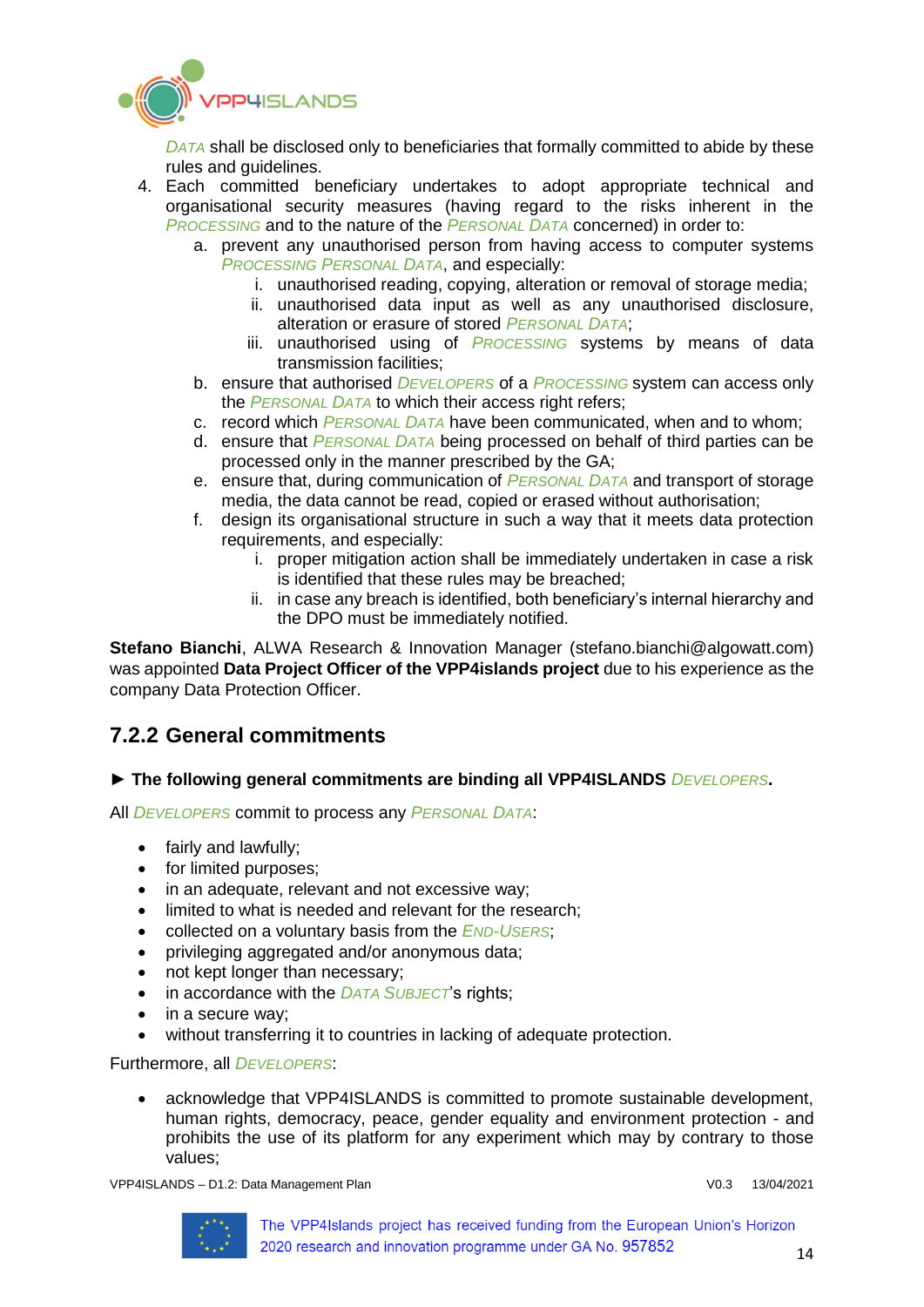DATA shall be disclosed only to beneficiaries that formally committed to abide by these rules and guidelines.

4. Each committed beneficiary undertakes to adopt appropriate technical and organisational security measures (having regard to the risks inherent in the PROCESSING and to the nature of the PERSONAL DATA concerned) in order to:
   a. prevent any unauthorised person from having access to computer systems PROCESSING PERSONAL DATA, and especially:
      i. unauthorised reading, copying, alteration or removal of storage media;
      ii. unauthorised data input as well as any unauthorised disclosure, alteration or erasure of stored PERSONAL DATA;
      iii. unauthorised using of PROCESSING systems by means of data transmission facilities;
   b. ensure that authorised DEVELOPERS of a PROCESSING system can access only the PERSONAL DATA to which their access right refers;
   c. record which PERSONAL DATA have been communicated, when and to whom;
   d. ensure that PERSONAL DATA being processed on behalf of third parties can be processed only in the manner prescribed by the GA;
   e. ensure that, during communication of PERSONAL DATA and transport of storage media, the data cannot be read, copied or erased without authorisation;
   f. design its organisational structure in such a way that it meets data protection requirements, and especially:
      i. proper mitigation action shall be immediately undertaken in case a risk is identified that these rules may be breached;
      ii. in case any breach is identified, both beneficiary's internal hierarchy and the DPO must be immediately notified.

**Stefano Bianchi**, ALWA Research & Innovation Manager (stefano.bianchi@algowatt.com) was appointed **Data Project Officer of the VPP4islands project** due to his experience as the company Data Protection Officer.

### 7.2.2 General commitments

**► The following general commitments are binding all VPP4ISLANDS DEVELOPERS.**

All DEVELOPERS commit to process any PERSONAL DATA:

- fairly and lawfully;
- for limited purposes;
- in an adequate, relevant and not excessive way;
- limited to what is needed and relevant for the research;
- collected on a voluntary basis from the END-USERS;
- privileging aggregated and/or anonymous data;
- not kept longer than necessary;
- in accordance with the DATA SUBJECT's rights;
- in a secure way;
- without transferring it to countries in lacking of adequate protection.

Furthermore, all DEVELOPERS:

- acknowledge that VPP4ISLANDS is committed to promote sustainable development, human rights, democracy, peace, gender equality and environment protection - and prohibits the use of its platform for any experiment which may by contrary to those values;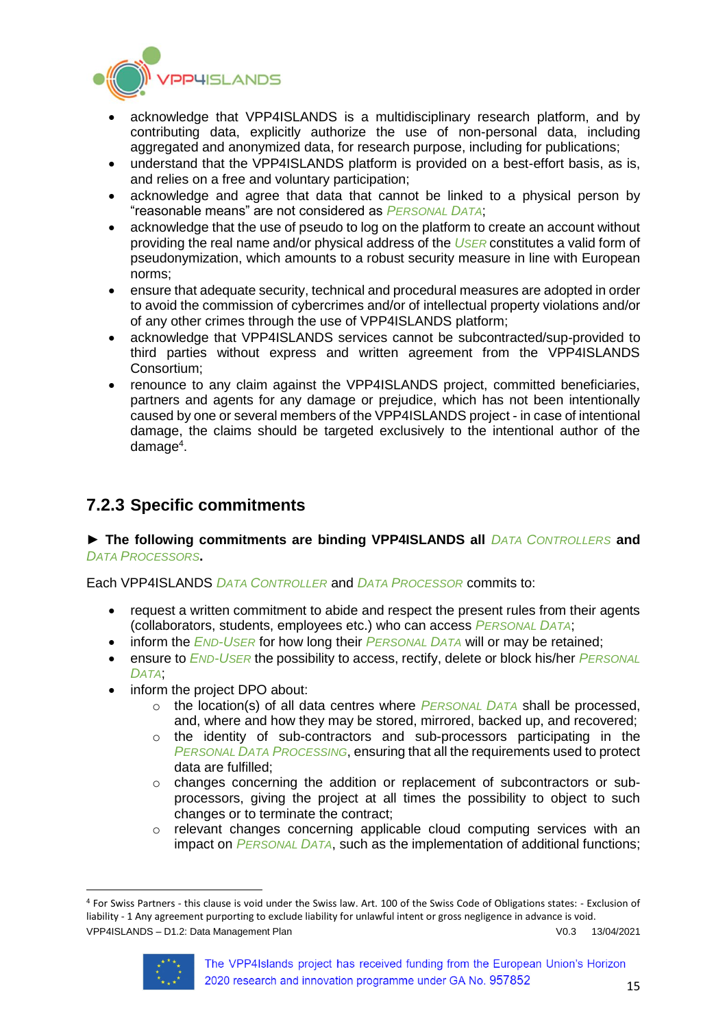- acknowledge that VPP4ISLANDS is a multidisciplinary research platform, and by contributing data, explicitly authorize the use of non-personal data, including aggregated and anonymized data, for research purpose, including for publications;
- understand that the VPP4ISLANDS platform is provided on a best-effort basis, as is, and relies on a free and voluntary participation;
- acknowledge and agree that data that cannot be linked to a physical person by "reasonable means" are not considered as *PERSONAL DATA*;
- acknowledge that the use of pseudo to log on the platform to create an account without providing the real name and/or physical address of the *USER* constitutes a valid form of pseudonymization, which amounts to a robust security measure in line with European norms;
- ensure that adequate security, technical and procedural measures are adopted in order to avoid the commission of cybercrimes and/or of intellectual property violations and/or of any other crimes through the use of VPP4ISLANDS platform;
- acknowledge that VPP4ISLANDS services cannot be subcontracted/sup-provided to third parties without express and written agreement from the VPP4ISLANDS Consortium;
- renounce to any claim against the VPP4ISLANDS project, committed beneficiaries, partners and agents for any damage or prejudice, which has not been intentionally caused by one or several members of the VPP4ISLANDS project - in case of intentional damage, the claims should be targeted exclusively to the intentional author of the damage[4].

### 7.2.3 Specific commitments

► **The following commitments are binding VPP4ISLANDS all *DATA CONTROLLERS* and *DATA PROCESSORS*.**

Each VPP4ISLANDS *DATA CONTROLLER* and *DATA PROCESSOR* commits to:

- request a written commitment to abide and respect the present rules from their agents (collaborators, students, employees etc.) who can access *PERSONAL DATA*;
- inform the *END-USER* for how long their *PERSONAL DATA* will or may be retained;
- ensure to *END-USER* the possibility to access, rectify, delete or block his/her *PERSONAL DATA*;
- inform the project DPO about:
  - the location(s) of all data centres where *PERSONAL DATA* shall be processed, and, where and how they may be stored, mirrored, backed up, and recovered;
  - the identity of sub-contractors and sub-processors participating in the *PERSONAL DATA PROCESSING*, ensuring that all the requirements used to protect data are fulfilled;
  - changes concerning the addition or replacement of subcontractors or sub-processors, giving the project at all times the possibility to object to such changes or to terminate the contract;
  - relevant changes concerning applicable cloud computing services with an impact on *PERSONAL DATA*, such as the implementation of additional functions;

[4] For Swiss Partners - this clause is void under the Swiss law. Art. 100 of the Swiss Code of Obligations states: - Exclusion of liability - 1 Any agreement purporting to exclude liability for unlawful intent or gross negligence in advance is void.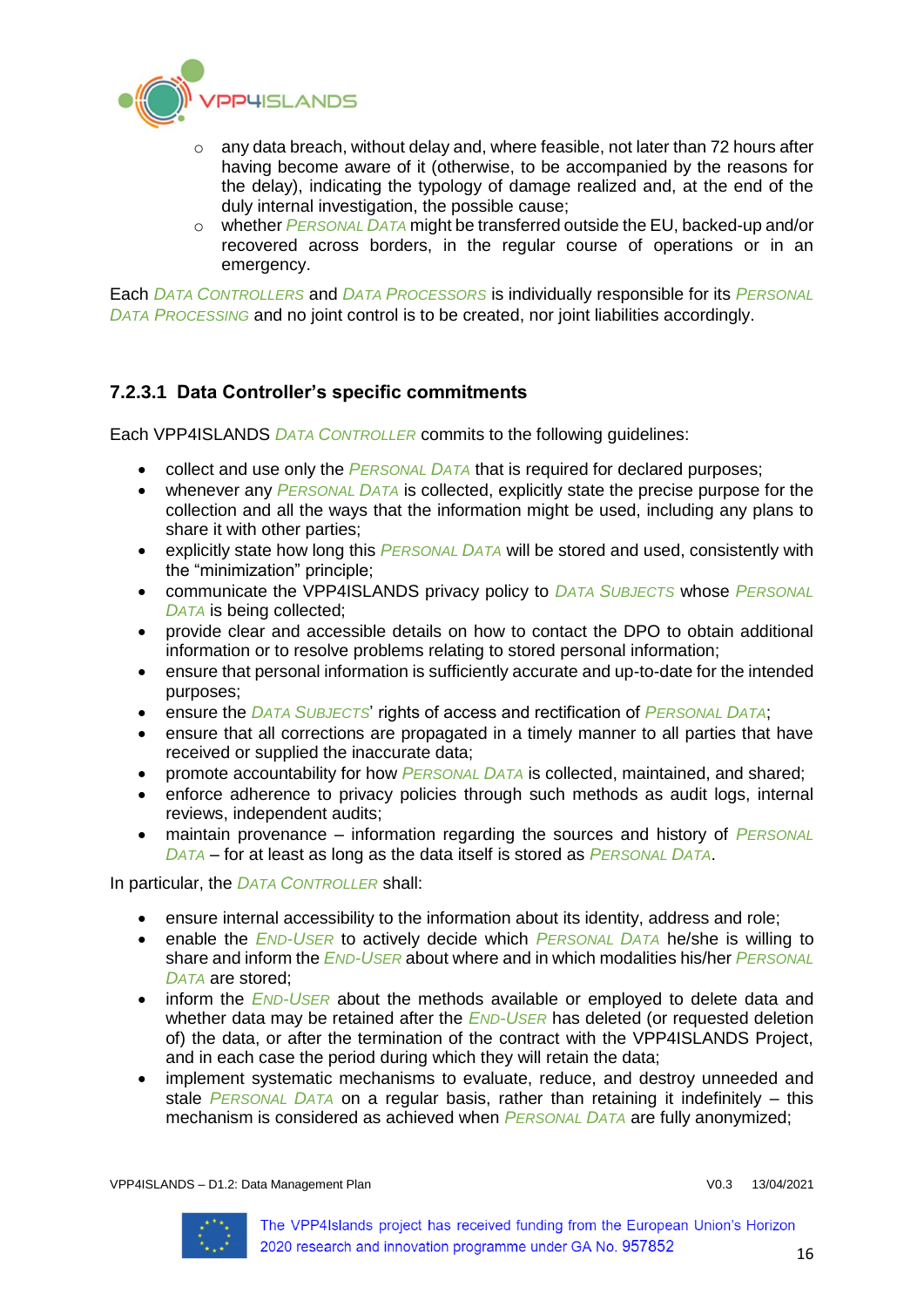- any data breach, without delay and, where feasible, not later than 72 hours after having become aware of it (otherwise, to be accompanied by the reasons for the delay), indicating the typology of damage realized and, at the end of the duly internal investigation, the possible cause;
  - whether *Personal Data* might be transferred outside the EU, backed-up and/or recovered across borders, in the regular course of operations or in an emergency.

Each *Data Controllers* and *Data Processors* is individually responsible for its *Personal Data Processing* and no joint control is to be created, nor joint liabilities accordingly.

#### 7.2.3.1 Data Controller's specific commitments

Each VPP4ISLANDS *Data Controller* commits to the following guidelines:

- collect and use only the *Personal Data* that is required for declared purposes;
- whenever any *Personal Data* is collected, explicitly state the precise purpose for the collection and all the ways that the information might be used, including any plans to share it with other parties;
- explicitly state how long this *Personal Data* will be stored and used, consistently with the "minimization" principle;
- communicate the VPP4ISLANDS privacy policy to *Data Subjects* whose *Personal Data* is being collected;
- provide clear and accessible details on how to contact the DPO to obtain additional information or to resolve problems relating to stored personal information;
- ensure that personal information is sufficiently accurate and up-to-date for the intended purposes;
- ensure the *Data Subjects*' rights of access and rectification of *Personal Data*;
- ensure that all corrections are propagated in a timely manner to all parties that have received or supplied the inaccurate data;
- promote accountability for how *Personal Data* is collected, maintained, and shared;
- enforce adherence to privacy policies through such methods as audit logs, internal reviews, independent audits;
- maintain provenance – information regarding the sources and history of *Personal Data* – for at least as long as the data itself is stored as *Personal Data*.

In particular, the *Data Controller* shall:

- ensure internal accessibility to the information about its identity, address and role;
- enable the *End-User* to actively decide which *Personal Data* he/she is willing to share and inform the *End-User* about where and in which modalities his/her *Personal Data* are stored;
- inform the *End-User* about the methods available or employed to delete data and whether data may be retained after the *End-User* has deleted (or requested deletion of) the data, or after the termination of the contract with the VPP4ISLANDS Project, and in each case the period during which they will retain the data;
- implement systematic mechanisms to evaluate, reduce, and destroy unneeded and stale *Personal Data* on a regular basis, rather than retaining it indefinitely – this mechanism is considered as achieved when *Personal Data* are fully anonymized;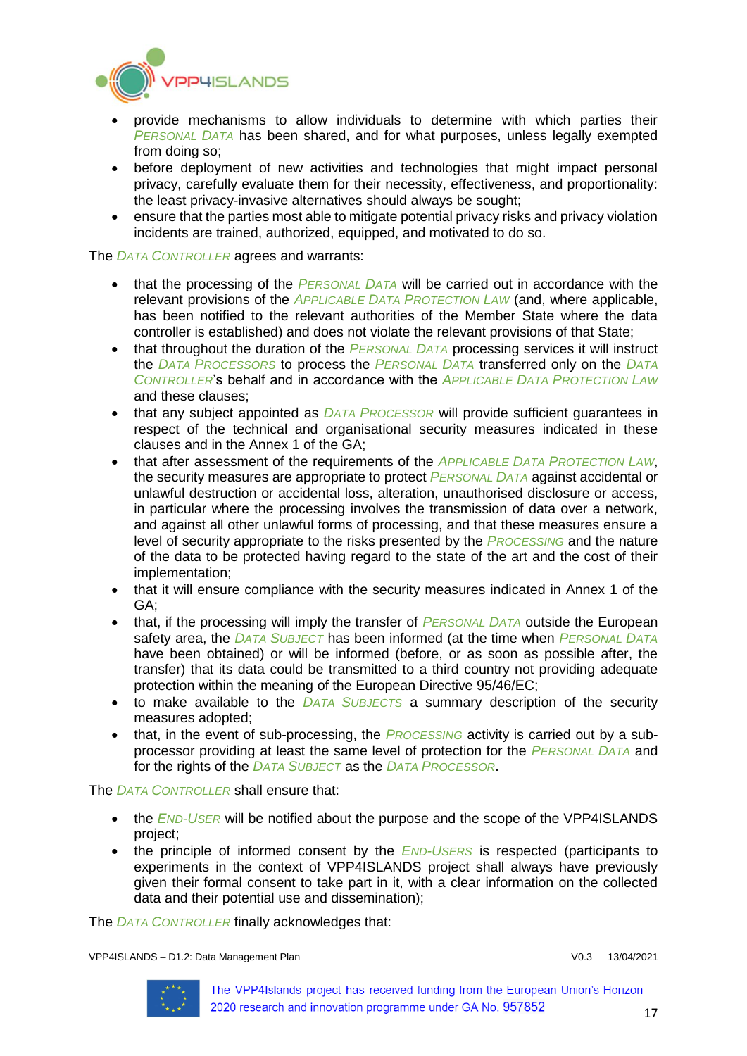- provide mechanisms to allow individuals to determine with which parties their *Personal Data* has been shared, and for what purposes, unless legally exempted from doing so;
- before deployment of new activities and technologies that might impact personal privacy, carefully evaluate them for their necessity, effectiveness, and proportionality: the least privacy-invasive alternatives should always be sought;
- ensure that the parties most able to mitigate potential privacy risks and privacy violation incidents are trained, authorized, equipped, and motivated to do so.

The *Data Controller* agrees and warrants:

- that the processing of the *Personal Data* will be carried out in accordance with the relevant provisions of the *Applicable Data Protection Law* (and, where applicable, has been notified to the relevant authorities of the Member State where the data controller is established) and does not violate the relevant provisions of that State;
- that throughout the duration of the *Personal Data* processing services it will instruct the *Data Processors* to process the *Personal Data* transferred only on the *Data Controller*'s behalf and in accordance with the *Applicable Data Protection Law* and these clauses;
- that any subject appointed as *Data Processor* will provide sufficient guarantees in respect of the technical and organisational security measures indicated in these clauses and in the Annex 1 of the GA;
- that after assessment of the requirements of the *Applicable Data Protection Law*, the security measures are appropriate to protect *Personal Data* against accidental or unlawful destruction or accidental loss, alteration, unauthorised disclosure or access, in particular where the processing involves the transmission of data over a network, and against all other unlawful forms of processing, and that these measures ensure a level of security appropriate to the risks presented by the *Processing* and the nature of the data to be protected having regard to the state of the art and the cost of their implementation;
- that it will ensure compliance with the security measures indicated in Annex 1 of the GA;
- that, if the processing will imply the transfer of *Personal Data* outside the European safety area, the *Data Subject* has been informed (at the time when *Personal Data* have been obtained) or will be informed (before, or as soon as possible after, the transfer) that its data could be transmitted to a third country not providing adequate protection within the meaning of the European Directive 95/46/EC;
- to make available to the *Data Subjects* a summary description of the security measures adopted;
- that, in the event of sub-processing, the *Processing* activity is carried out by a sub-processor providing at least the same level of protection for the *Personal Data* and for the rights of the *Data Subject* as the *Data Processor*.

The *Data Controller* shall ensure that:

- the *End-User* will be notified about the purpose and the scope of the VPP4ISLANDS project;
- the principle of informed consent by the *End-Users* is respected (participants to experiments in the context of VPP4ISLANDS project shall always have previously given their formal consent to take part in it, with a clear information on the collected data and their potential use and dissemination);

The *Data Controller* finally acknowledges that: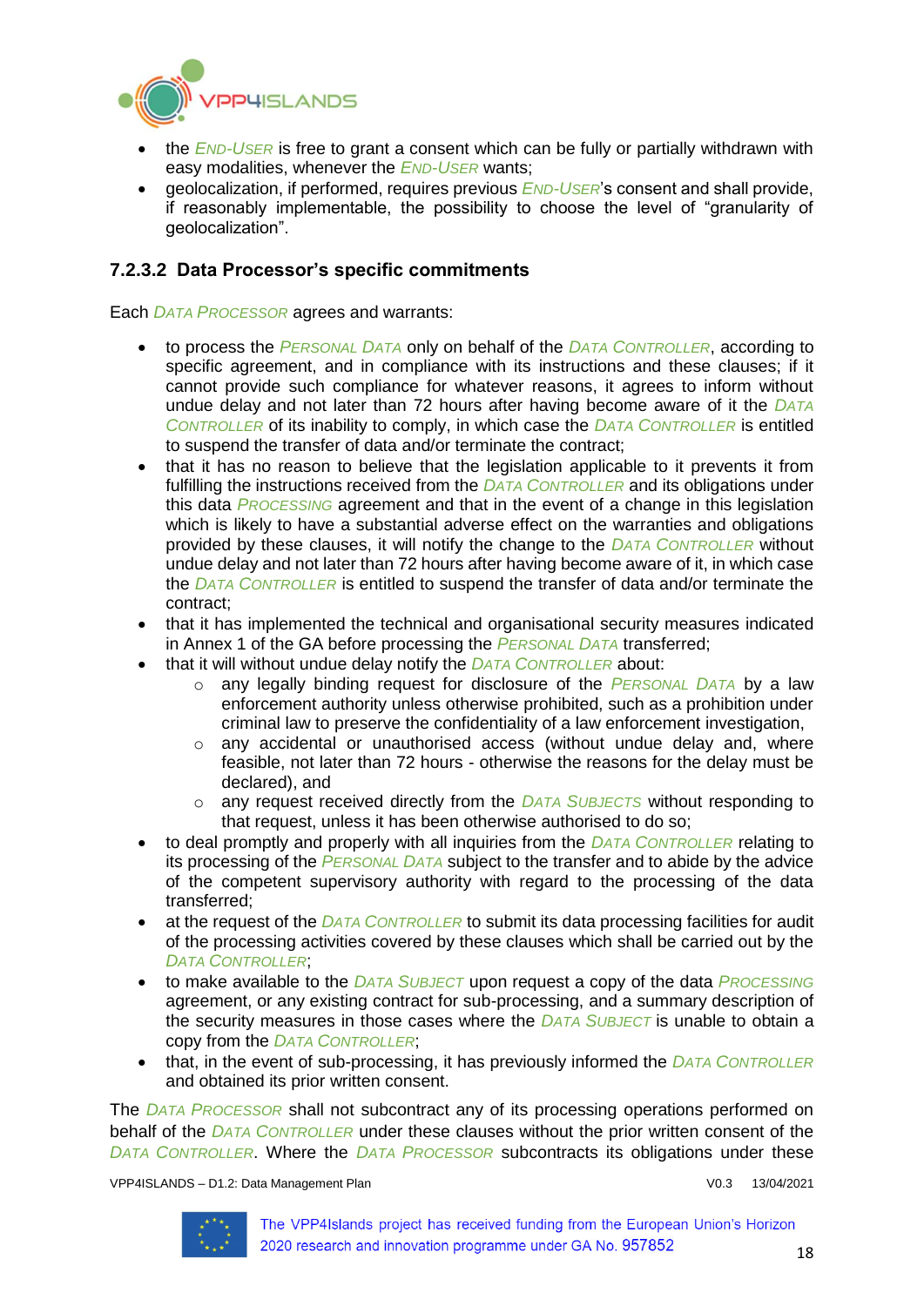- the END-USER is free to grant a consent which can be fully or partially withdrawn with easy modalities, whenever the END-USER wants;
- geolocalization, if performed, requires previous END-USER's consent and shall provide, if reasonably implementable, the possibility to choose the level of "granularity of geolocalization".

#### 7.2.3.2 Data Processor's specific commitments

Each DATA PROCESSOR agrees and warrants:

- to process the PERSONAL DATA only on behalf of the DATA CONTROLLER, according to specific agreement, and in compliance with its instructions and these clauses; if it cannot provide such compliance for whatever reasons, it agrees to inform without undue delay and not later than 72 hours after having become aware of it the DATA CONTROLLER of its inability to comply, in which case the DATA CONTROLLER is entitled to suspend the transfer of data and/or terminate the contract;
- that it has no reason to believe that the legislation applicable to it prevents it from fulfilling the instructions received from the DATA CONTROLLER and its obligations under this data PROCESSING agreement and that in the event of a change in this legislation which is likely to have a substantial adverse effect on the warranties and obligations provided by these clauses, it will notify the change to the DATA CONTROLLER without undue delay and not later than 72 hours after having become aware of it, in which case the DATA CONTROLLER is entitled to suspend the transfer of data and/or terminate the contract;
- that it has implemented the technical and organisational security measures indicated in Annex 1 of the GA before processing the PERSONAL DATA transferred;
- that it will without undue delay notify the DATA CONTROLLER about:
  - any legally binding request for disclosure of the PERSONAL DATA by a law enforcement authority unless otherwise prohibited, such as a prohibition under criminal law to preserve the confidentiality of a law enforcement investigation,
  - any accidental or unauthorised access (without undue delay and, where feasible, not later than 72 hours - otherwise the reasons for the delay must be declared), and
  - any request received directly from the DATA SUBJECTS without responding to that request, unless it has been otherwise authorised to do so;
- to deal promptly and properly with all inquiries from the DATA CONTROLLER relating to its processing of the PERSONAL DATA subject to the transfer and to abide by the advice of the competent supervisory authority with regard to the processing of the data transferred;
- at the request of the DATA CONTROLLER to submit its data processing facilities for audit of the processing activities covered by these clauses which shall be carried out by the DATA CONTROLLER;
- to make available to the DATA SUBJECT upon request a copy of the data PROCESSING agreement, or any existing contract for sub-processing, and a summary description of the security measures in those cases where the DATA SUBJECT is unable to obtain a copy from the DATA CONTROLLER;
- that, in the event of sub-processing, it has previously informed the DATA CONTROLLER and obtained its prior written consent.

The DATA PROCESSOR shall not subcontract any of its processing operations performed on behalf of the DATA CONTROLLER under these clauses without the prior written consent of the DATA CONTROLLER. Where the DATA PROCESSOR subcontracts its obligations under these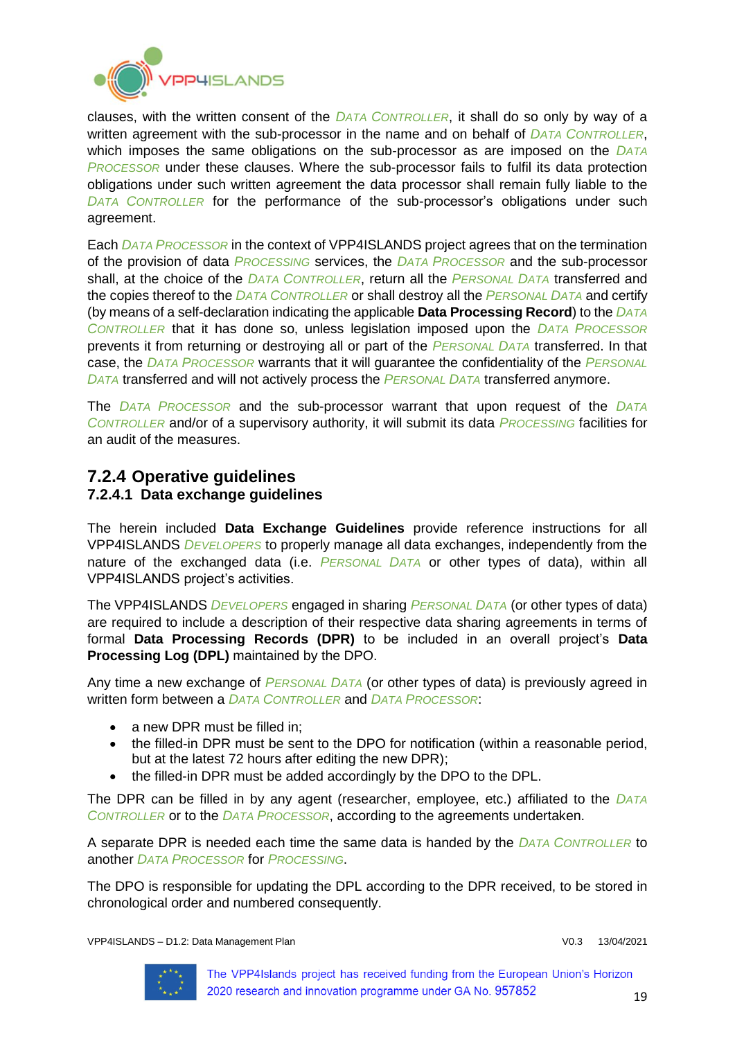clauses, with the written consent of the *Data Controller*, it shall do so only by way of a written agreement with the sub-processor in the name and on behalf of *Data Controller*, which imposes the same obligations on the sub-processor as are imposed on the *Data Processor* under these clauses. Where the sub-processor fails to fulfil its data protection obligations under such written agreement the data processor shall remain fully liable to the *Data Controller* for the performance of the sub-processor's obligations under such agreement.

Each *Data Processor* in the context of VPP4ISLANDS project agrees that on the termination of the provision of data *Processing* services, the *Data Processor* and the sub-processor shall, at the choice of the *Data Controller*, return all the *Personal Data* transferred and the copies thereof to the *Data Controller* or shall destroy all the *Personal Data* and certify (by means of a self-declaration indicating the applicable **Data Processing Record**) to the *Data Controller* that it has done so, unless legislation imposed upon the *Data Processor* prevents it from returning or destroying all or part of the *Personal Data* transferred. In that case, the *Data Processor* warrants that it will guarantee the confidentiality of the *Personal Data* transferred and will not actively process the *Personal Data* transferred anymore.

The *Data Processor* and the sub-processor warrant that upon request of the *Data Controller* and/or of a supervisory authority, it will submit its data *Processing* facilities for an audit of the measures.

## 7.2.4 Operative guidelines

### 7.2.4.1 Data exchange guidelines

The herein included **Data Exchange Guidelines** provide reference instructions for all VPP4ISLANDS *Developers* to properly manage all data exchanges, independently from the nature of the exchanged data (i.e. *Personal Data* or other types of data), within all VPP4ISLANDS project's activities.

The VPP4ISLANDS *Developers* engaged in sharing *Personal Data* (or other types of data) are required to include a description of their respective data sharing agreements in terms of formal **Data Processing Records (DPR)** to be included in an overall project's **Data Processing Log (DPL)** maintained by the DPO.

Any time a new exchange of *Personal Data* (or other types of data) is previously agreed in written form between a *Data Controller* and *Data Processor*:

- a new DPR must be filled in;
- the filled-in DPR must be sent to the DPO for notification (within a reasonable period, but at the latest 72 hours after editing the new DPR);
- the filled-in DPR must be added accordingly by the DPO to the DPL.

The DPR can be filled in by any agent (researcher, employee, etc.) affiliated to the *Data Controller* or to the *Data Processor*, according to the agreements undertaken.

A separate DPR is needed each time the same data is handed by the *Data Controller* to another *Data Processor* for *Processing*.

The DPO is responsible for updating the DPL according to the DPR received, to be stored in chronological order and numbered consequently.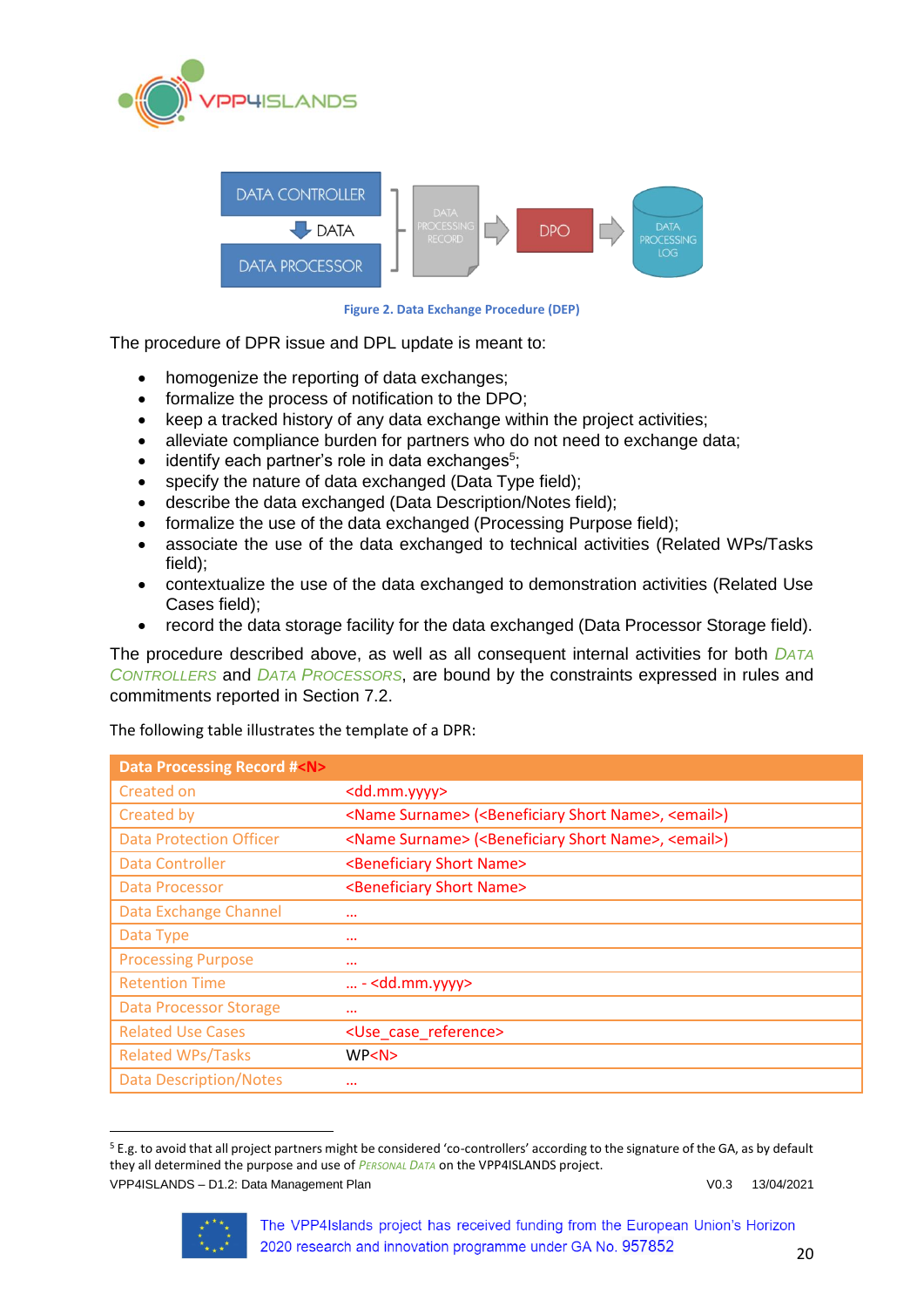Figure 2. Data Exchange Procedure (DEP)

The procedure of DPR issue and DPL update is meant to:

- homogenize the reporting of data exchanges;
- formalize the process of notification to the DPO;
- keep a tracked history of any data exchange within the project activities;
- alleviate compliance burden for partners who do not need to exchange data;
- identify each partner's role in data exchanges[5];
- specify the nature of data exchanged (Data Type field);
- describe the data exchanged (Data Description/Notes field);
- formalize the use of the data exchanged (Processing Purpose field);
- associate the use of the data exchanged to technical activities (Related WPs/Tasks field);
- contextualize the use of the data exchanged to demonstration activities (Related Use Cases field);
- record the data storage facility for the data exchanged (Data Processor Storage field).

The procedure described above, as well as all consequent internal activities for both *DATA CONTROLLERS* and *DATA PROCESSORS*, are bound by the constraints expressed in rules and commitments reported in Section 7.2.

The following table illustrates the template of a DPR:

| **Data Processing Record #<N>** | |
|---|---|
| Created on | <dd.mm.yyyy> |
| Created by | <Name Surname> (<Beneficiary Short Name>, <email>) |
| Data Protection Officer | <Name Surname> (<Beneficiary Short Name>, <email>) |
| Data Controller | <Beneficiary Short Name> |
| Data Processor | <Beneficiary Short Name> |
| Data Exchange Channel | … |
| Data Type | … |
| Processing Purpose | … |
| Retention Time | … - <dd.mm.yyyy> |
| Data Processor Storage | … |
| Related Use Cases | <Use_case_reference> |
| Related WPs/Tasks | WP<N> |
| Data Description/Notes | … |

[5] E.g. to avoid that all project partners might be considered 'co-controllers' according to the signature of the GA, as by default they all determined the purpose and use of *PERSONAL DATA* on the VPP4ISLANDS project.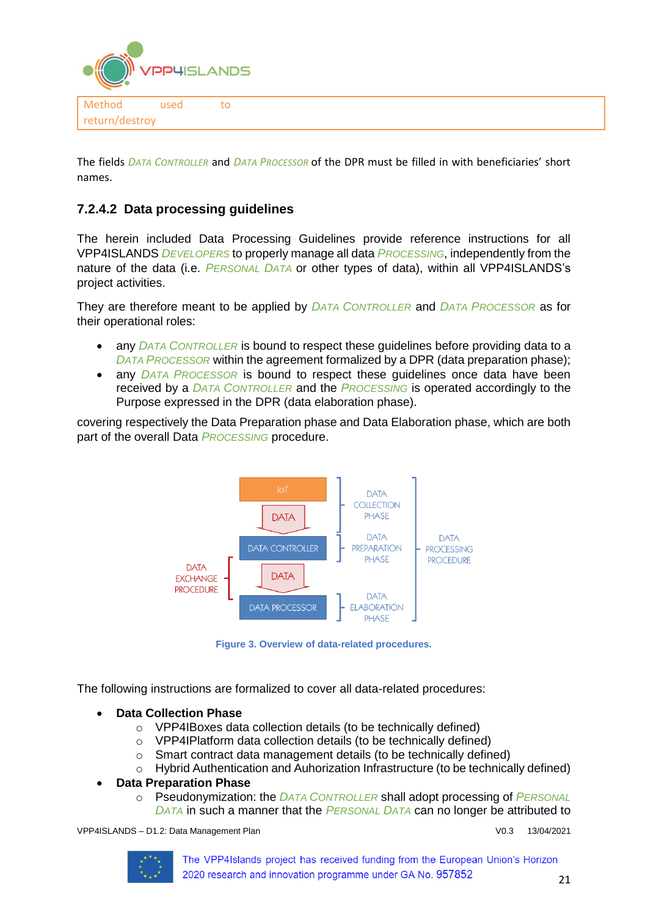| Method used to return/destroy | |
|---|---|

The fields *Data Controller* and *Data Processor* of the DPR must be filled in with beneficiaries' short names.

#### 7.2.4.2 Data processing guidelines

The herein included Data Processing Guidelines provide reference instructions for all VPP4ISLANDS *Developers* to properly manage all data *Processing*, independently from the nature of the data (i.e. *Personal Data* or other types of data), within all VPP4ISLANDS's project activities.

They are therefore meant to be applied by *Data Controller* and *Data Processor* as for their operational roles:

- any *Data Controller* is bound to respect these guidelines before providing data to a *Data Processor* within the agreement formalized by a DPR (data preparation phase);
- any *Data Processor* is bound to respect these guidelines once data have been received by a *Data Controller* and the *Processing* is operated accordingly to the Purpose expressed in the DPR (data elaboration phase).

covering respectively the Data Preparation phase and Data Elaboration phase, which are both part of the overall Data *Processing* procedure.

IoT → DATA → DATA CONTROLLER → DATA → DATA PROCESSOR

DATA COLLECTION PHASE; DATA PREPARATION PHASE; DATA ELABORATION PHASE; DATA PROCESSING PROCEDURE; DATA EXCHANGE PROCEDURE

Figure 3. Overview of data-related procedures.

The following instructions are formalized to cover all data-related procedures:

- **Data Collection Phase**
  - VPP4IBoxes data collection details (to be technically defined)
  - VPP4IPlatform data collection details (to be technically defined)
  - Smart contract data management details (to be technically defined)
  - Hybrid Authentication and Auhorization Infrastructure (to be technically defined)
- **Data Preparation Phase**
  - Pseudonymization: the *Data Controller* shall adopt processing of *Personal Data* in such a manner that the *Personal Data* can no longer be attributed to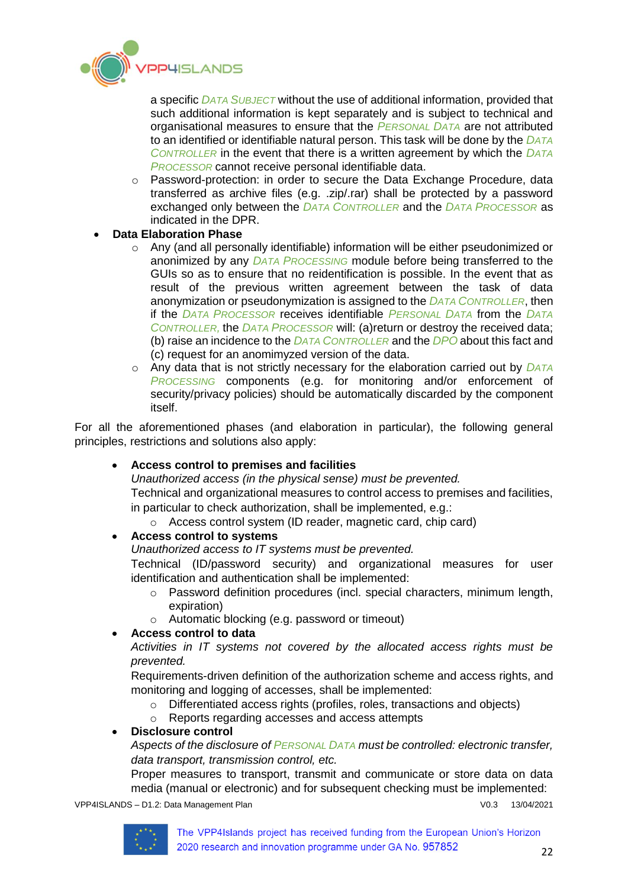a specific DATA SUBJECT without the use of additional information, provided that such additional information is kept separately and is subject to technical and organisational measures to ensure that the PERSONAL DATA are not attributed to an identified or identifiable natural person. This task will be done by the DATA CONTROLLER in the event that there is a written agreement by which the DATA PROCESSOR cannot receive personal identifiable data.
    - Password-protection: in order to secure the Data Exchange Procedure, data transferred as archive files (e.g. .zip/.rar) shall be protected by a password exchanged only between the DATA CONTROLLER and the DATA PROCESSOR as indicated in the DPR.
- **Data Elaboration Phase**
    - Any (and all personally identifiable) information will be either pseudonimized or anonimized by any DATA PROCESSING module before being transferred to the GUIs so as to ensure that no reidentification is possible. In the event that as result of the previous written agreement between the task of data anonymization or pseudonymization is assigned to the DATA CONTROLLER, then if the DATA PROCESSOR receives identifiable PERSONAL DATA from the DATA CONTROLLER, the DATA PROCESSOR will: (a)return or destroy the received data; (b) raise an incidence to the DATA CONTROLLER and the DPO about this fact and (c) request for an anomimyzed version of the data.
    - Any data that is not strictly necessary for the elaboration carried out by DATA PROCESSING components (e.g. for monitoring and/or enforcement of security/privacy policies) should be automatically discarded by the component itself.

For all the aforementioned phases (and elaboration in particular), the following general principles, restrictions and solutions also apply:

- **Access control to premises and facilities**
  *Unauthorized access (in the physical sense) must be prevented.*
  Technical and organizational measures to control access to premises and facilities, in particular to check authorization, shall be implemented, e.g.:
    - Access control system (ID reader, magnetic card, chip card)
- **Access control to systems**
  *Unauthorized access to IT systems must be prevented.*
  Technical (ID/password security) and organizational measures for user identification and authentication shall be implemented:
    - Password definition procedures (incl. special characters, minimum length, expiration)
    - Automatic blocking (e.g. password or timeout)
- **Access control to data**
  *Activities in IT systems not covered by the allocated access rights must be prevented.*
  Requirements-driven definition of the authorization scheme and access rights, and monitoring and logging of accesses, shall be implemented:
    - Differentiated access rights (profiles, roles, transactions and objects)
    - Reports regarding accesses and access attempts
- **Disclosure control**
  *Aspects of the disclosure of PERSONAL DATA must be controlled: electronic transfer, data transport, transmission control, etc.*
  Proper measures to transport, transmit and communicate or store data on data media (manual or electronic) and for subsequent checking must be implemented: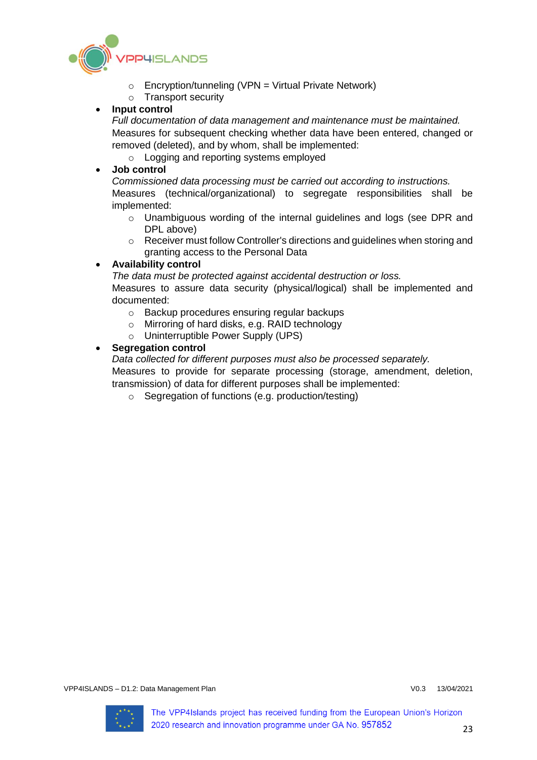- Encryption/tunneling (VPN = Virtual Private Network)
   - Transport security

- **Input control**
  *Full documentation of data management and maintenance must be maintained.*
  Measures for subsequent checking whether data have been entered, changed or removed (deleted), and by whom, shall be implemented:
   - Logging and reporting systems employed
- **Job control**
  *Commissioned data processing must be carried out according to instructions.*
  Measures (technical/organizational) to segregate responsibilities shall be implemented:
   - Unambiguous wording of the internal guidelines and logs (see DPR and DPL above)
   - Receiver must follow Controller's directions and guidelines when storing and granting access to the Personal Data
- **Availability control**
  *The data must be protected against accidental destruction or loss.*
  Measures to assure data security (physical/logical) shall be implemented and documented:
   - Backup procedures ensuring regular backups
   - Mirroring of hard disks, e.g. RAID technology
   - Uninterruptible Power Supply (UPS)
- **Segregation control**
  *Data collected for different purposes must also be processed separately.*
  Measures to provide for separate processing (storage, amendment, deletion, transmission) of data for different purposes shall be implemented:
   - Segregation of functions (e.g. production/testing)